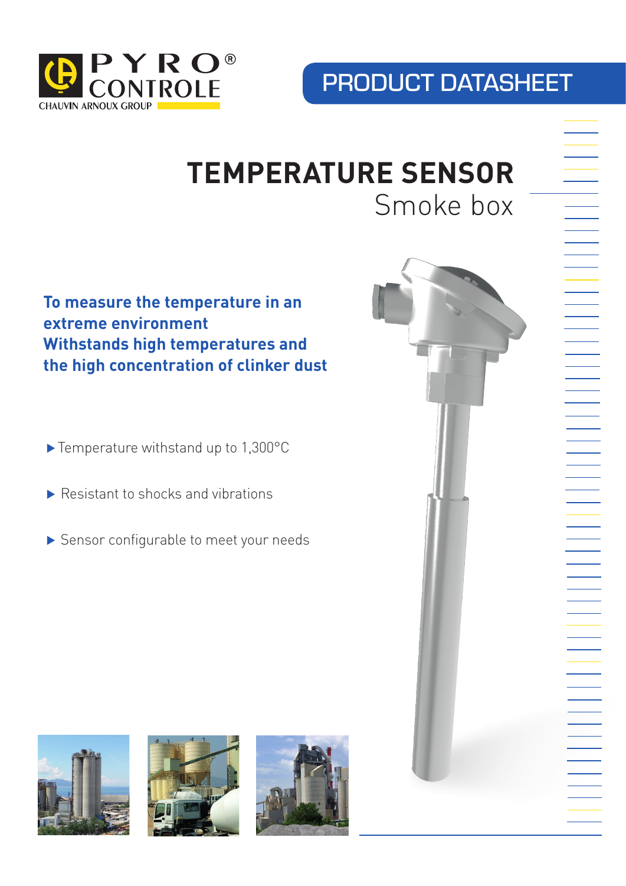PYRO® CONTROLE
CHAUVIN ARNOUX GROUP

PRODUCT DATASHEET

# TEMPERATURE SENSOR
## Smoke box

**To measure the temperature in an extreme environment**
**Withstands high temperatures and the high concentration of clinker dust**

- Temperature withstand up to 1,300°C
- Resistant to shocks and vibrations
- Sensor configurable to meet your needs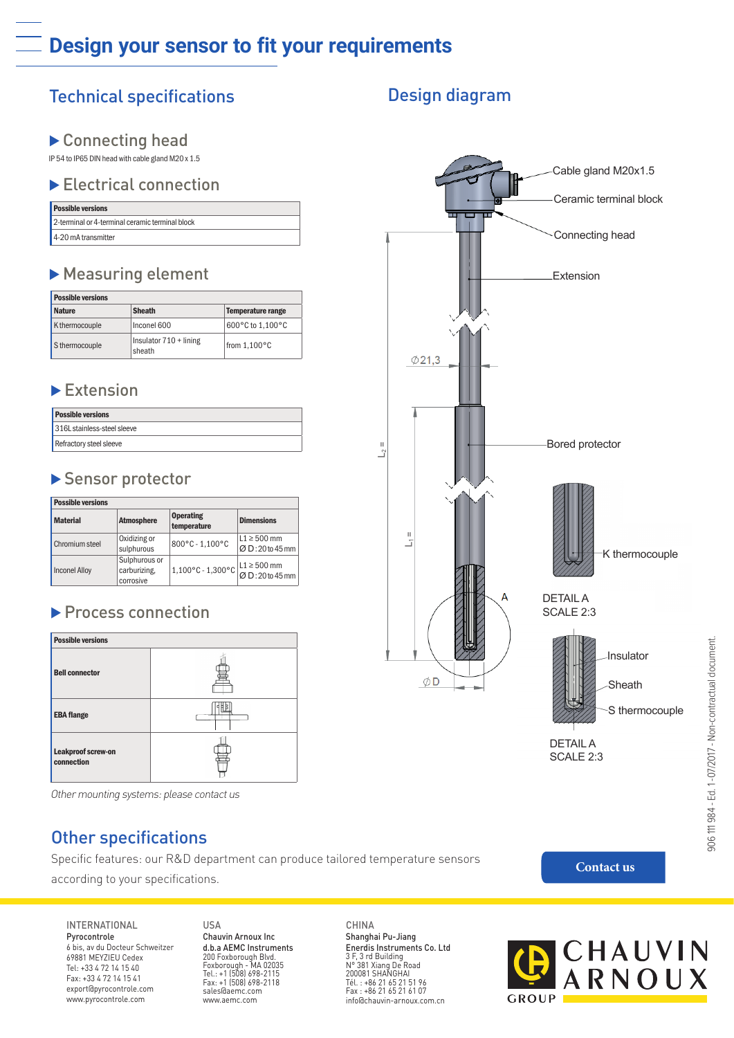# Design your sensor to fit your requirements

## Technical specifications

### ▶ Connecting head

IP 54 to IP65 DIN head with cable gland M20 x 1.5

### ▶ Electrical connection

| Possible versions |
|---|
| 2-terminal or 4-terminal ceramic terminal block |
| 4-20 mA transmitter |

### ▶ Measuring element

| Possible versions | | |
|---|---|---|
| **Nature** | **Sheath** | **Temperature range** |
| K thermocouple | Inconel 600 | 600°C to 1,100°C |
| S thermocouple | Insulator 710 + lining sheath | from 1,100°C |

### ▶ Extension

| Possible versions |
|---|
| 316L stainless-steel sleeve |
| Refractory steel sleeve |

### ▶ Sensor protector

| Possible versions | | | |
|---|---|---|---|
| **Material** | **Atmosphere** | **Operating temperature** | **Dimensions** |
| Chromium steel | Oxidizing or sulphurous | 800°C - 1,100°C | L1 ≥ 500 mm Ø D : 20 to 45 mm |
| Inconel Alloy | Sulphurous or carburizing, corrosive | 1,100°C - 1,300°C | L1 ≥ 500 mm Ø D : 20 to 45 mm |

### ▶ Process connection

| Possible versions | |
|---|---|
| **Bell connector** | |
| **EBA flange** | |
| **Leakproof screw-on connection** | |

*Other mounting systems: please contact us*

## Design diagram

Cable gland M20x1.5

Ceramic terminal block

Connecting head

Extension

Ø21,3

$L_2$ =

Bored protector

$L_1$ =

A

ØD

K thermocouple

DETAIL A
SCALE 2:3

Insulator

Sheath

S thermocouple

DETAIL A
SCALE 2:3

## Other specifications

Specific features: our R&D department can produce tailored temperature sensors according to your specifications.

Contact us

906 111 984 - Ed. 1-07/2017 - Non-contractual document.

INTERNATIONAL
**Pyrocontrole**
6 bis, av du Docteur Schweitzer
69881 MEYZIEU Cedex
Tel: +33 4 72 14 15 40
Fax: +33 4 72 14 15 41
export@pyrocontrole.com
www.pyrocontrole.com

USA
**Chauvin Arnoux Inc**
**d.b.a AEMC Instruments**
200 Foxborough Blvd.
Foxborough - MA 02035
Tel.: +1 (508) 698-2115
Fax: +1 (508) 698-2118
sales@aemc.com
www.aemc.com

CHINA
**Shanghai Pu-Jiang**
**Enerdis Instruments Co. Ltd**
3 F, 3 rd Building
N° 381 Xiang De Road
200081 SHANGHAI
Tél. : +86 21 65 21 51 96
Fax : +86 21 65 21 61 07
info@chauvin-arnoux.com.cn

CHAUVIN ARNOUX GROUP